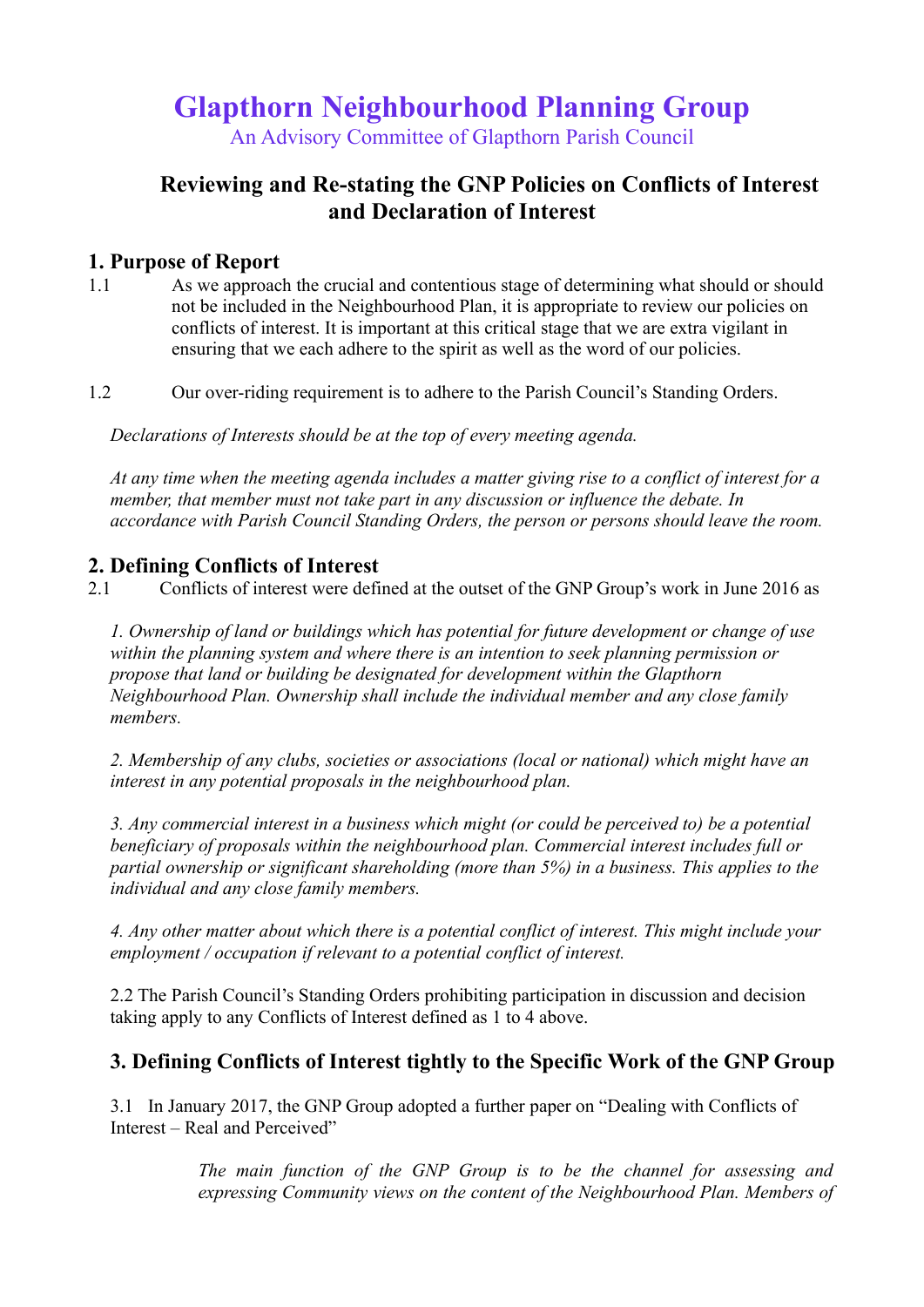# Glapthorn Neighbourhood Planning Group

An Advisory Committee of Glapthorn Parish Council

## Reviewing and Re-stating the GNP Policies on Conflicts of Interest and Declaration of Interest

### 1. Purpose of Report

1.1 As we approach the crucial and contentious stage of determining what should or should not be included in the Neighbourhood Plan, it is appropriate to review our policies on conflicts of interest. It is important at this critical stage that we are extra vigilant in ensuring that we each adhere to the spirit as well as the word of our policies.

1.2 Our over-riding requirement is to adhere to the Parish Council's Standing Orders.

*Declarations of Interests should be at the top of every meeting agenda.*

*At any time when the meeting agenda includes a matter giving rise to a conflict of interest for a member, that member must not take part in any discussion or influence the debate. In accordance with Parish Council Standing Orders, the person or persons should leave the room.*

### 2. Defining Conflicts of Interest

2.1 Conflicts of interest were defined at the outset of the GNP Group's work in June 2016 as

*1. Ownership of land or buildings which has potential for future development or change of use within the planning system and where there is an intention to seek planning permission or propose that land or building be designated for development within the Glapthorn Neighbourhood Plan. Ownership shall include the individual member and any close family members.*

*2. Membership of any clubs, societies or associations (local or national) which might have an interest in any potential proposals in the neighbourhood plan.*

*3. Any commercial interest in a business which might (or could be perceived to) be a potential beneficiary of proposals within the neighbourhood plan. Commercial interest includes full or partial ownership or significant shareholding (more than 5%) in a business. This applies to the individual and any close family members.*

*4. Any other matter about which there is a potential conflict of interest. This might include your employment / occupation if relevant to a potential conflict of interest.*

2.2 The Parish Council's Standing Orders prohibiting participation in discussion and decision taking apply to any Conflicts of Interest defined as 1 to 4 above.

### 3. Defining Conflicts of Interest tightly to the Specific Work of the GNP Group

3.1 In January 2017, the GNP Group adopted a further paper on "Dealing with Conflicts of Interest – Real and Perceived"

> *The main function of the GNP Group is to be the channel for assessing and expressing Community views on the content of the Neighbourhood Plan. Members of*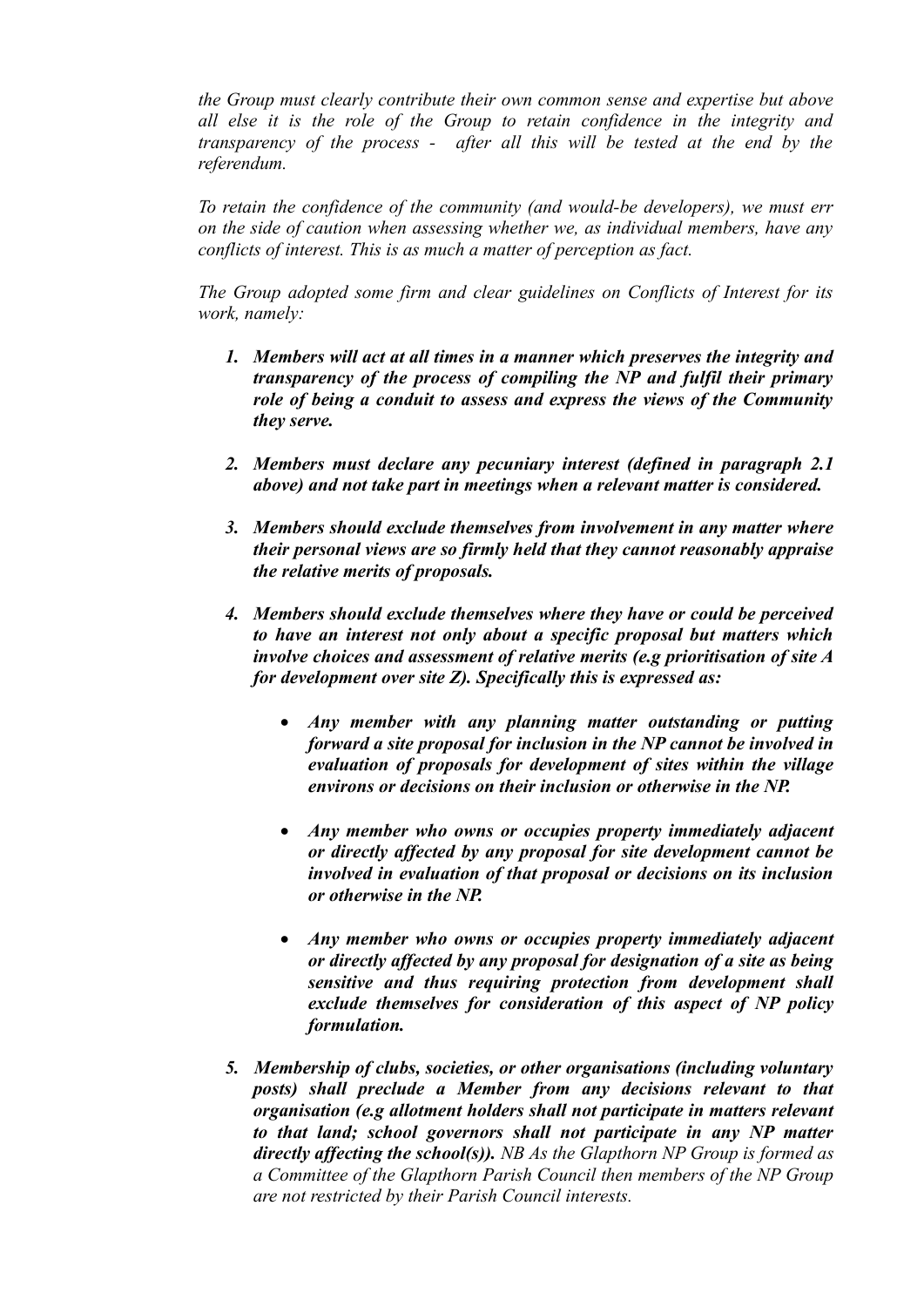*the Group must clearly contribute their own common sense and expertise but above all else it is the role of the Group to retain confidence in the integrity and transparency of the process - after all this will be tested at the end by the referendum.*

*To retain the confidence of the community (and would-be developers), we must err on the side of caution when assessing whether we, as individual members, have any conflicts of interest. This is as much a matter of perception as fact.*

*The Group adopted some firm and clear guidelines on Conflicts of Interest for its work, namely:*

1. ***Members will act at all times in a manner which preserves the integrity and transparency of the process of compiling the NP and fulfil their primary role of being a conduit to assess and express the views of the Community they serve.***

2. ***Members must declare any pecuniary interest (defined in paragraph 2.1 above) and not take part in meetings when a relevant matter is considered.***

3. ***Members should exclude themselves from involvement in any matter where their personal views are so firmly held that they cannot reasonably appraise the relative merits of proposals.***

4. ***Members should exclude themselves where they have or could be perceived to have an interest not only about a specific proposal but matters which involve choices and assessment of relative merits (e.g prioritisation of site A for development over site Z). Specifically this is expressed as:***

    - ***Any member with any planning matter outstanding or putting forward a site proposal for inclusion in the NP cannot be involved in evaluation of proposals for development of sites within the village environs or decisions on their inclusion or otherwise in the NP.***

    - ***Any member who owns or occupies property immediately adjacent or directly affected by any proposal for site development cannot be involved in evaluation of that proposal or decisions on its inclusion or otherwise in the NP.***

    - ***Any member who owns or occupies property immediately adjacent or directly affected by any proposal for designation of a site as being sensitive and thus requiring protection from development shall exclude themselves for consideration of this aspect of NP policy formulation.***

5. ***Membership of clubs, societies, or other organisations (including voluntary posts) shall preclude a Member from any decisions relevant to that organisation (e.g allotment holders shall not participate in matters relevant to that land; school governors shall not participate in any NP matter directly affecting the school(s)).*** *NB As the Glapthorn NP Group is formed as a Committee of the Glapthorn Parish Council then members of the NP Group are not restricted by their Parish Council interests.*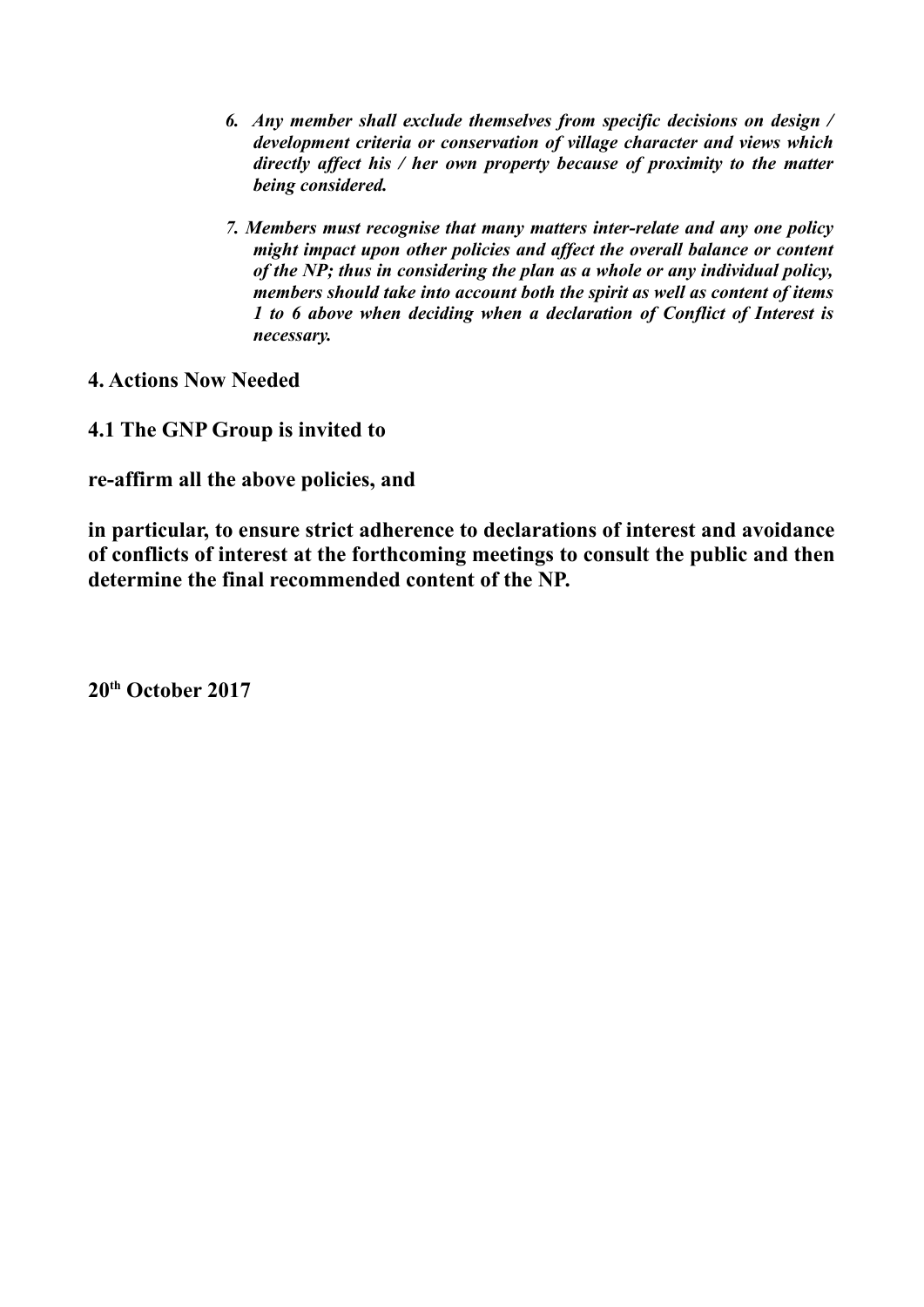6. ***Any member shall exclude themselves from specific decisions on design / development criteria or conservation of village character and views which directly affect his / her own property because of proximity to the matter being considered.***

7. ***Members must recognise that many matters inter-relate and any one policy might impact upon other policies and affect the overall balance or content of the NP; thus in considering the plan as a whole or any individual policy, members should take into account both the spirit as well as content of items 1 to 6 above when deciding when a declaration of Conflict of Interest is necessary.***

## 4. Actions Now Needed

**4.1 The GNP Group is invited to**

**re-affirm all the above policies, and**

**in particular, to ensure strict adherence to declarations of interest and avoidance of conflicts of interest at the forthcoming meetings to consult the public and then determine the final recommended content of the NP.**

**20th October 2017**